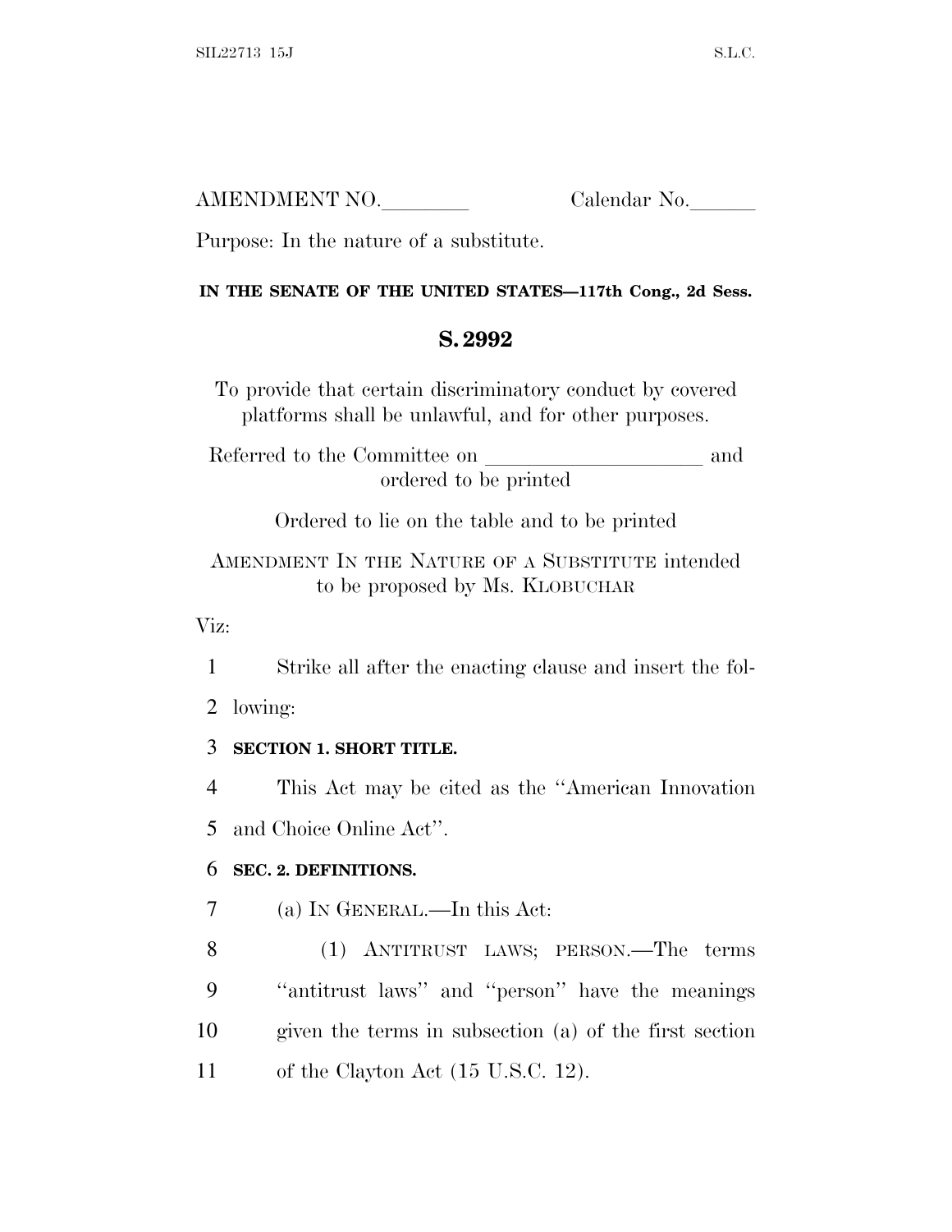AMENDMENT NO.________ Calendar No.______

Purpose: In the nature of a substitute.

**IN THE SENATE OF THE UNITED STATES—117th Cong., 2d Sess.**

## S. 2992

To provide that certain discriminatory conduct by covered platforms shall be unlawful, and for other purposes.

Referred to the Committee on ____________________ and ordered to be printed

Ordered to lie on the table and to be printed

AMENDMENT IN THE NATURE OF A SUBSTITUTE intended to be proposed by Ms. KLOBUCHAR

Viz:

1 Strike all after the enacting clause and insert the fol-
2 lowing:

3 **SECTION 1. SHORT TITLE.**

4 This Act may be cited as the ''American Innovation
5 and Choice Online Act''.

6 **SEC. 2. DEFINITIONS.**

7 (a) IN GENERAL.—In this Act:

8 (1) ANTITRUST LAWS; PERSON.—The terms
9 ''antitrust laws'' and ''person'' have the meanings
10 given the terms in subsection (a) of the first section
11 of the Clayton Act (15 U.S.C. 12).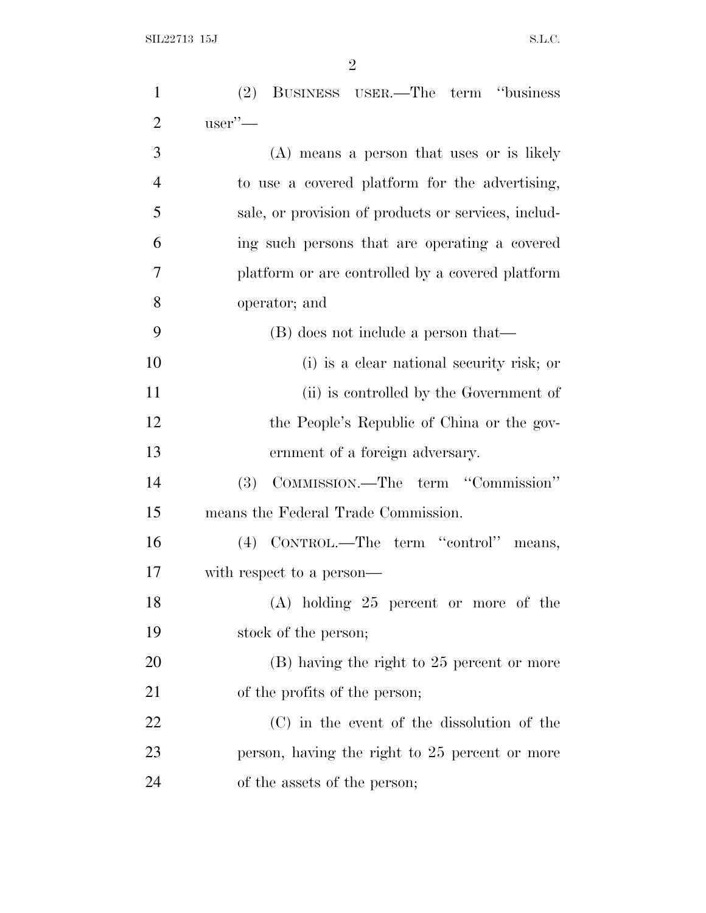(2) BUSINESS USER.—The term ''business user''—

(A) means a person that uses or is likely to use a covered platform for the advertising, sale, or provision of products or services, including such persons that are operating a covered platform or are controlled by a covered platform operator; and

(B) does not include a person that—

(i) is a clear national security risk; or

(ii) is controlled by the Government of the People's Republic of China or the government of a foreign adversary.

(3) COMMISSION.—The term ''Commission'' means the Federal Trade Commission.

(4) CONTROL.—The term ''control'' means, with respect to a person—

(A) holding 25 percent or more of the stock of the person;

(B) having the right to 25 percent or more of the profits of the person;

(C) in the event of the dissolution of the person, having the right to 25 percent or more of the assets of the person;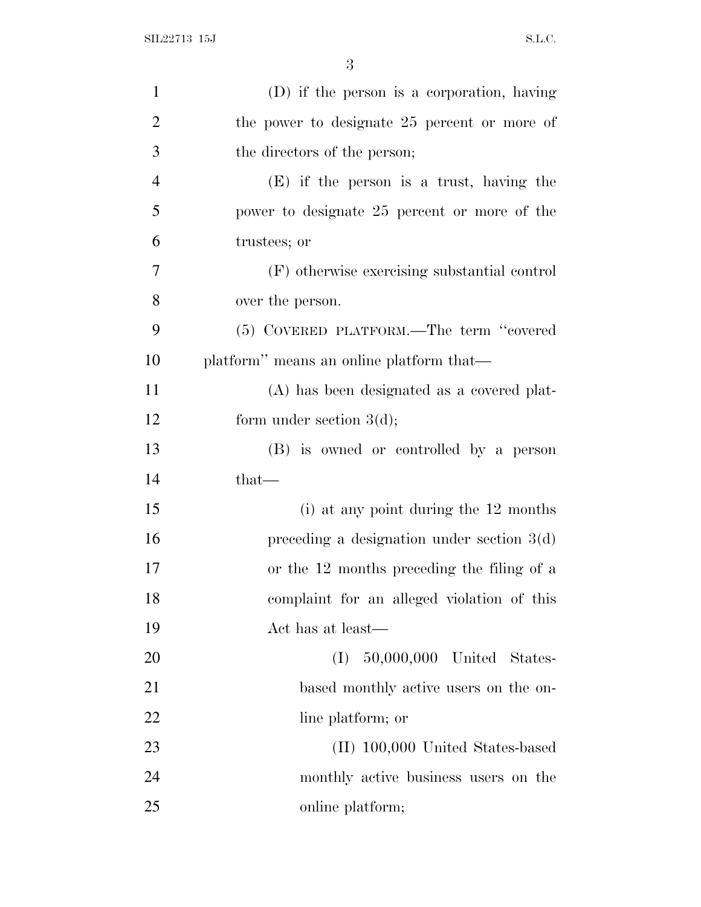(D) if the person is a corporation, having the power to designate 25 percent or more of the directors of the person;

(E) if the person is a trust, having the power to designate 25 percent or more of the trustees; or

(F) otherwise exercising substantial control over the person.

(5) COVERED PLATFORM.—The term ''covered platform'' means an online platform that—

(A) has been designated as a covered platform under section 3(d);

(B) is owned or controlled by a person that—

(i) at any point during the 12 months preceding a designation under section 3(d) or the 12 months preceding the filing of a complaint for an alleged violation of this Act has at least—

(I) 50,000,000 United States-based monthly active users on the online platform; or

(II) 100,000 United States-based monthly active business users on the online platform;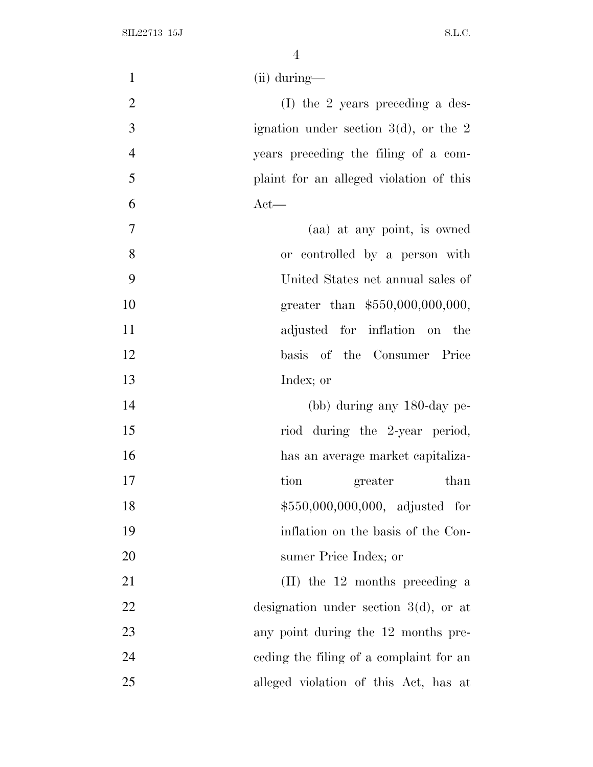(ii) during—

(I) the 2 years preceding a designation under section 3(d), or the 2 years preceding the filing of a complaint for an alleged violation of this Act—

(aa) at any point, is owned or controlled by a person with United States net annual sales of greater than $550,000,000,000, adjusted for inflation on the basis of the Consumer Price Index; or

(bb) during any 180-day period during the 2-year period, has an average market capitalization greater than $550,000,000,000, adjusted for inflation on the basis of the Consumer Price Index; or

(II) the 12 months preceding a designation under section 3(d), or at any point during the 12 months preceding the filing of a complaint for an alleged violation of this Act, has at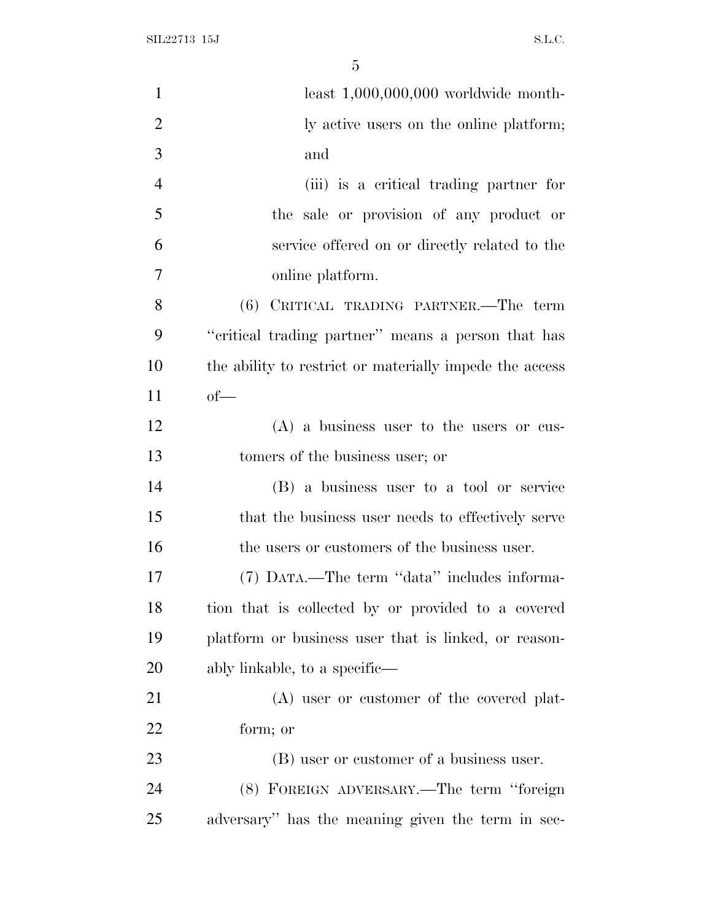least 1,000,000,000 worldwide monthly active users on the online platform; and

(iii) is a critical trading partner for the sale or provision of any product or service offered on or directly related to the online platform.

(6) CRITICAL TRADING PARTNER.—The term ''critical trading partner'' means a person that has the ability to restrict or materially impede the access of—

(A) a business user to the users or customers of the business user; or

(B) a business user to a tool or service that the business user needs to effectively serve the users or customers of the business user.

(7) DATA.—The term ''data'' includes information that is collected by or provided to a covered platform or business user that is linked, or reasonably linkable, to a specific—

(A) user or customer of the covered platform; or

(B) user or customer of a business user.

(8) FOREIGN ADVERSARY.—The term ''foreign adversary'' has the meaning given the term in sec-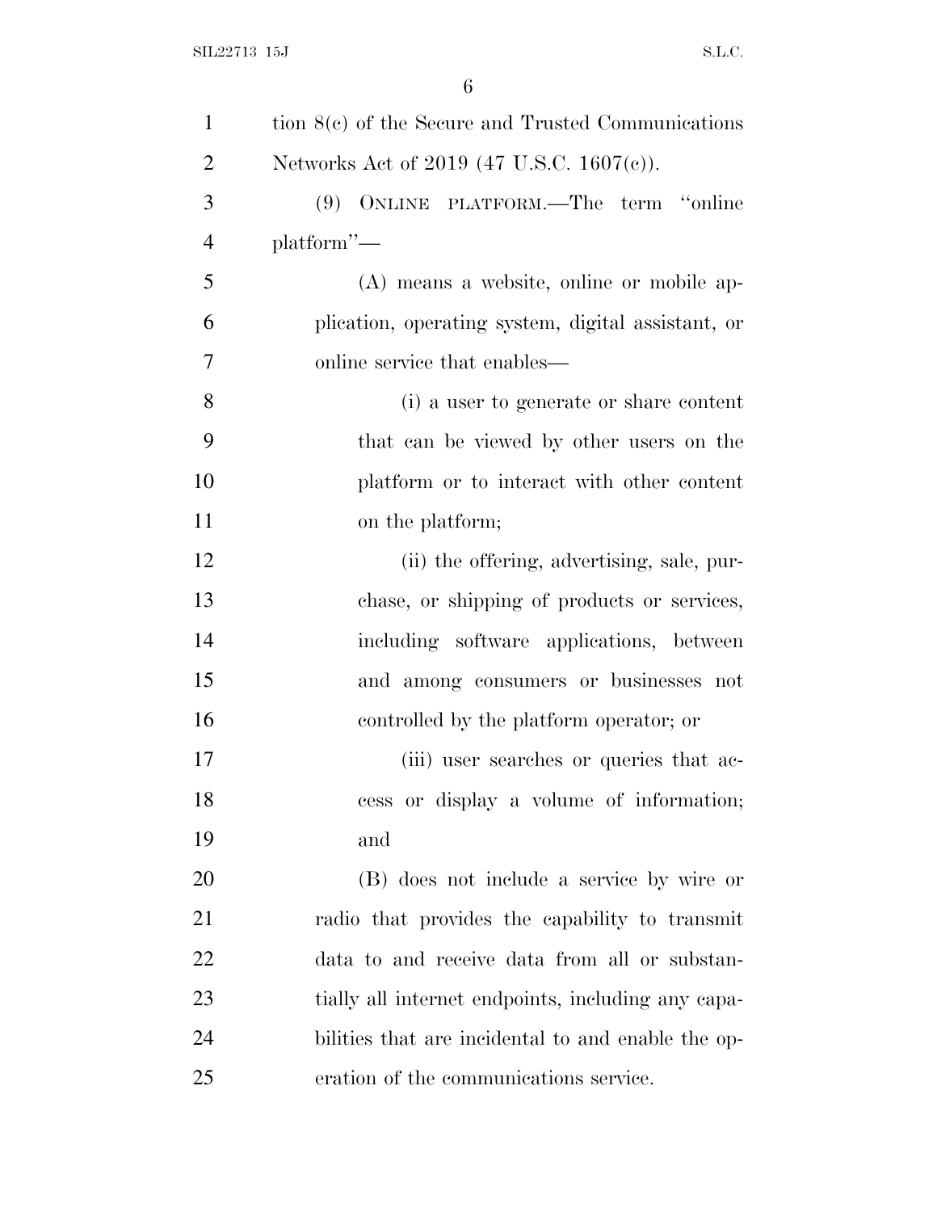tion 8(c) of the Secure and Trusted Communications Networks Act of 2019 (47 U.S.C. 1607(c)).

(9) ONLINE PLATFORM.—The term "online platform"—

(A) means a website, online or mobile application, operating system, digital assistant, or online service that enables—

(i) a user to generate or share content that can be viewed by other users on the platform or to interact with other content on the platform;

(ii) the offering, advertising, sale, purchase, or shipping of products or services, including software applications, between and among consumers or businesses not controlled by the platform operator; or

(iii) user searches or queries that access or display a volume of information; and

(B) does not include a service by wire or radio that provides the capability to transmit data to and receive data from all or substantially all internet endpoints, including any capabilities that are incidental to and enable the operation of the communications service.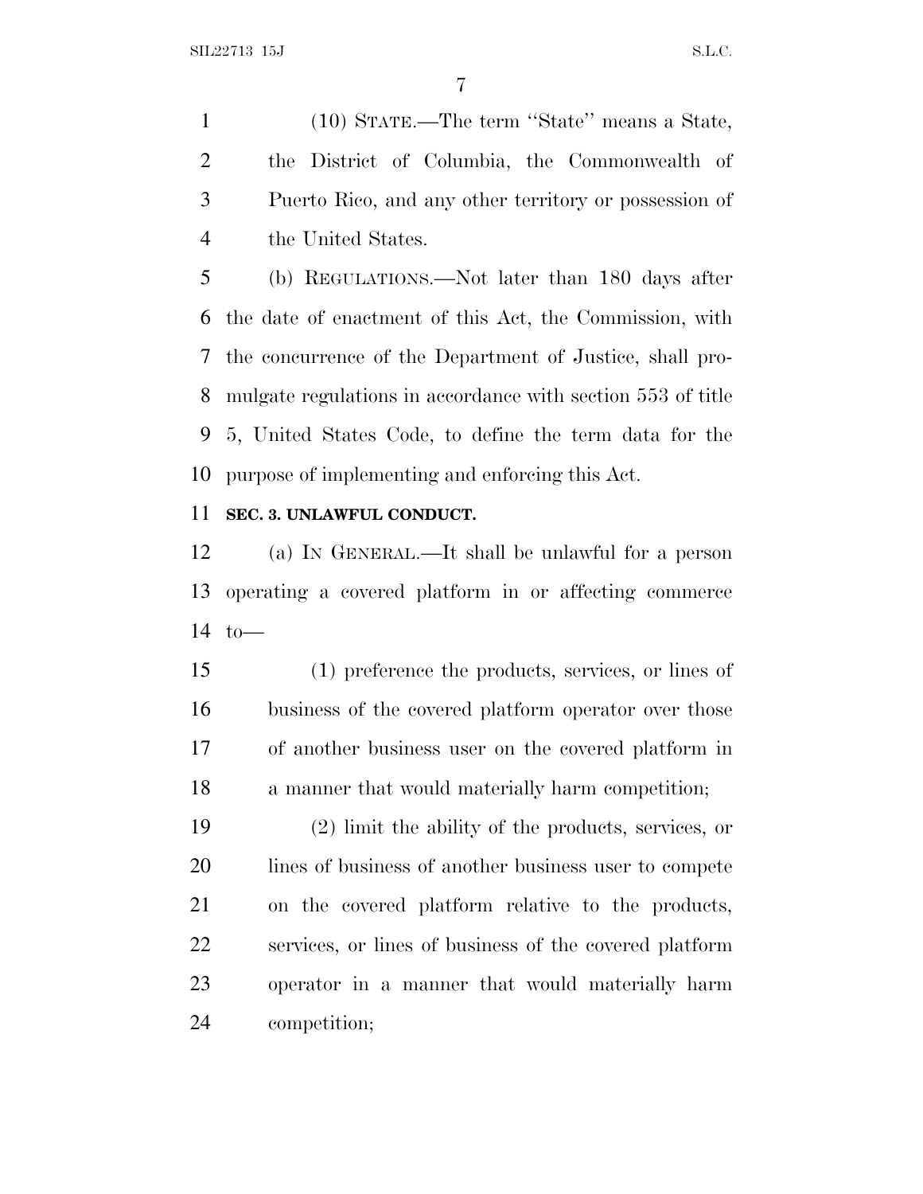(10) STATE.—The term "State" means a State, the District of Columbia, the Commonwealth of Puerto Rico, and any other territory or possession of the United States.

(b) REGULATIONS.—Not later than 180 days after the date of enactment of this Act, the Commission, with the concurrence of the Department of Justice, shall promulgate regulations in accordance with section 553 of title 5, United States Code, to define the term data for the purpose of implementing and enforcing this Act.

**SEC. 3. UNLAWFUL CONDUCT.**

(a) IN GENERAL.—It shall be unlawful for a person operating a covered platform in or affecting commerce to—

(1) preference the products, services, or lines of business of the covered platform operator over those of another business user on the covered platform in a manner that would materially harm competition;

(2) limit the ability of the products, services, or lines of business of another business user to compete on the covered platform relative to the products, services, or lines of business of the covered platform operator in a manner that would materially harm competition;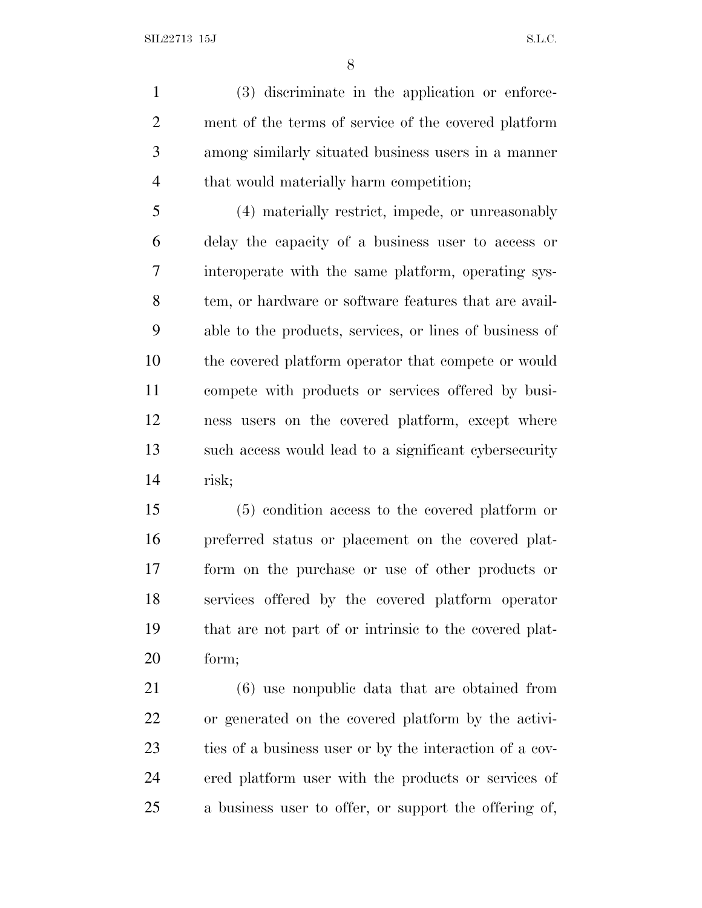(3) discriminate in the application or enforcement of the terms of service of the covered platform among similarly situated business users in a manner that would materially harm competition;

(4) materially restrict, impede, or unreasonably delay the capacity of a business user to access or interoperate with the same platform, operating system, or hardware or software features that are available to the products, services, or lines of business of the covered platform operator that compete or would compete with products or services offered by business users on the covered platform, except where such access would lead to a significant cybersecurity risk;

(5) condition access to the covered platform or preferred status or placement on the covered platform on the purchase or use of other products or services offered by the covered platform operator that are not part of or intrinsic to the covered platform;

(6) use nonpublic data that are obtained from or generated on the covered platform by the activities of a business user or by the interaction of a covered platform user with the products or services of a business user to offer, or support the offering of,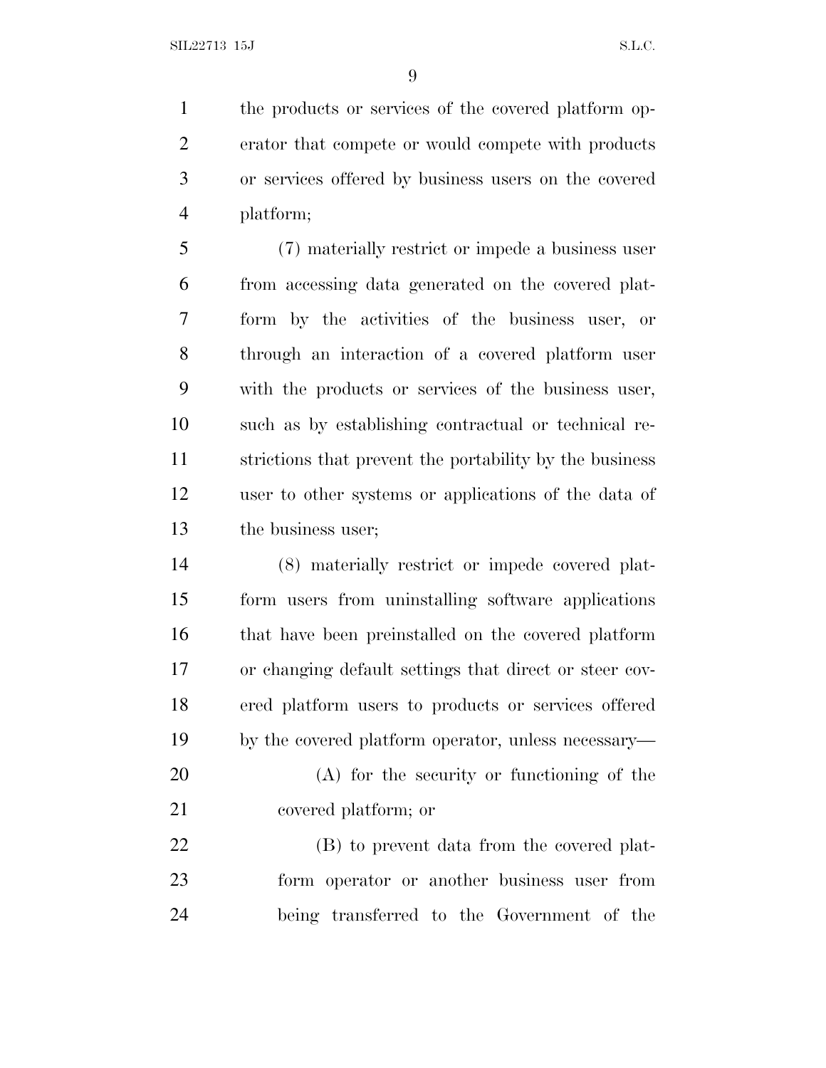the products or services of the covered platform operator that compete or would compete with products or services offered by business users on the covered platform;

(7) materially restrict or impede a business user from accessing data generated on the covered platform by the activities of the business user, or through an interaction of a covered platform user with the products or services of the business user, such as by establishing contractual or technical restrictions that prevent the portability by the business user to other systems or applications of the data of the business user;

(8) materially restrict or impede covered platform users from uninstalling software applications that have been preinstalled on the covered platform or changing default settings that direct or steer covered platform users to products or services offered by the covered platform operator, unless necessary—

(A) for the security or functioning of the covered platform; or

(B) to prevent data from the covered platform operator or another business user from being transferred to the Government of the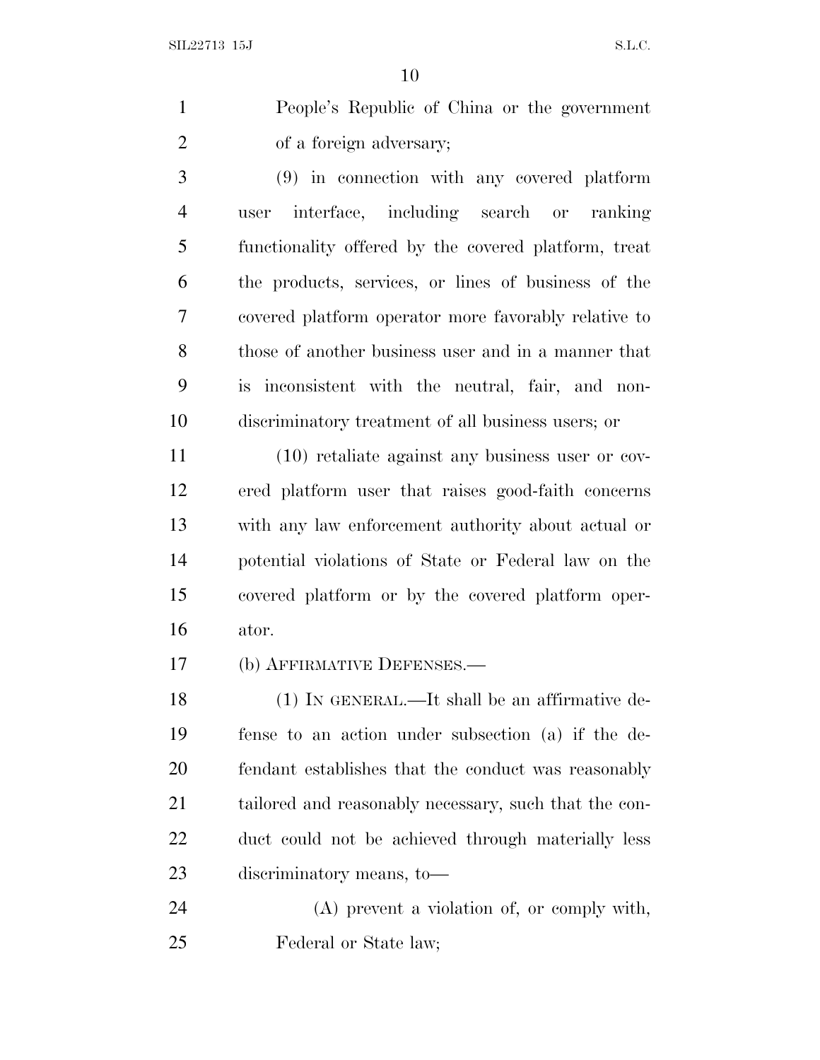People's Republic of China or the government of a foreign adversary;

(9) in connection with any covered platform user interface, including search or ranking functionality offered by the covered platform, treat the products, services, or lines of business of the covered platform operator more favorably relative to those of another business user and in a manner that is inconsistent with the neutral, fair, and non-discriminatory treatment of all business users; or

(10) retaliate against any business user or covered platform user that raises good-faith concerns with any law enforcement authority about actual or potential violations of State or Federal law on the covered platform or by the covered platform operator.

(b) AFFIRMATIVE DEFENSES.—

(1) IN GENERAL.—It shall be an affirmative defense to an action under subsection (a) if the defendant establishes that the conduct was reasonably tailored and reasonably necessary, such that the conduct could not be achieved through materially less discriminatory means, to—

(A) prevent a violation of, or comply with, Federal or State law;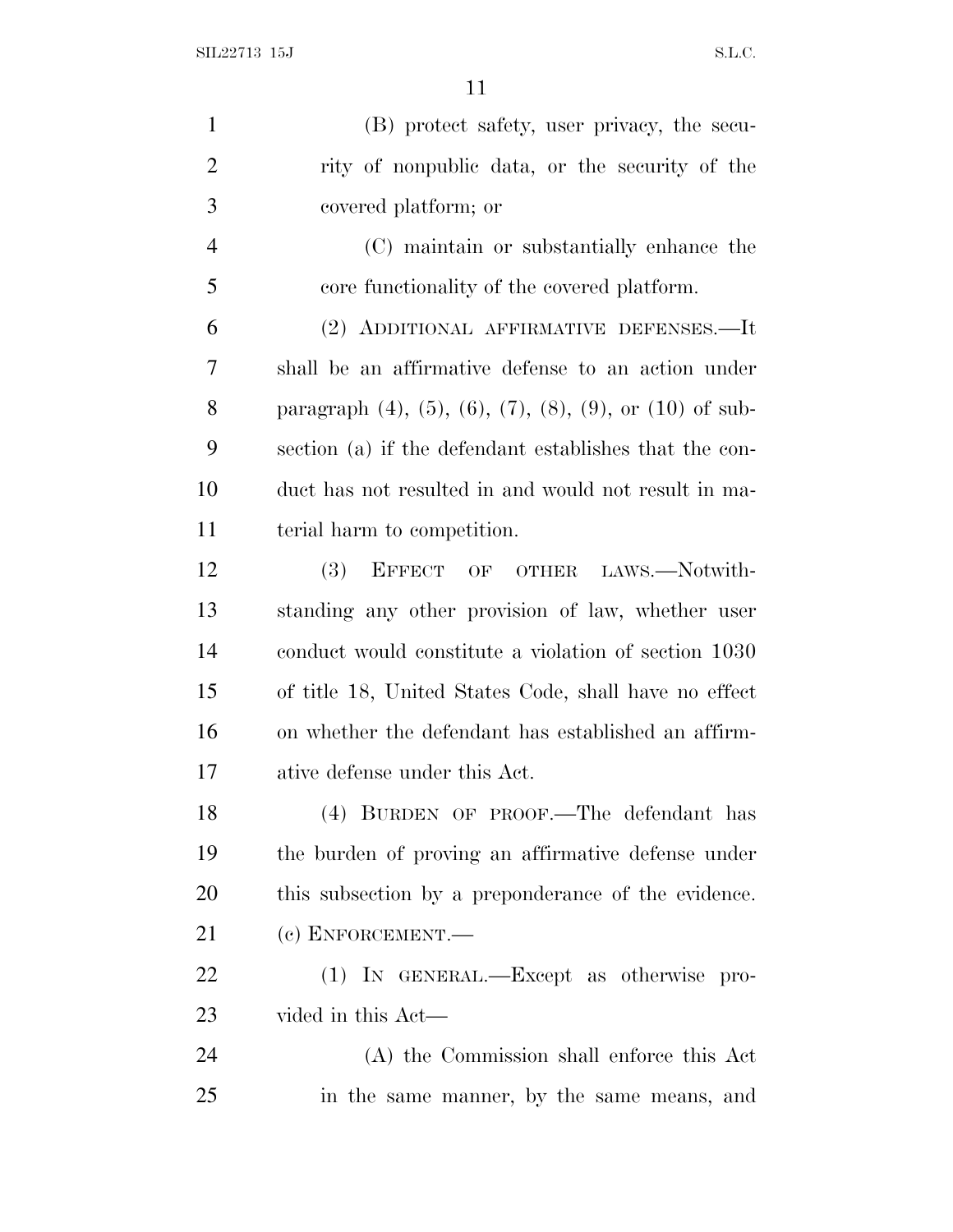(B) protect safety, user privacy, the security of nonpublic data, or the security of the covered platform; or

(C) maintain or substantially enhance the core functionality of the covered platform.

(2) ADDITIONAL AFFIRMATIVE DEFENSES.—It shall be an affirmative defense to an action under paragraph (4), (5), (6), (7), (8), (9), or (10) of subsection (a) if the defendant establishes that the conduct has not resulted in and would not result in material harm to competition.

(3) EFFECT OF OTHER LAWS.—Notwithstanding any other provision of law, whether user conduct would constitute a violation of section 1030 of title 18, United States Code, shall have no effect on whether the defendant has established an affirmative defense under this Act.

(4) BURDEN OF PROOF.—The defendant has the burden of proving an affirmative defense under this subsection by a preponderance of the evidence.

(c) ENFORCEMENT.—

(1) IN GENERAL.—Except as otherwise provided in this Act—

(A) the Commission shall enforce this Act in the same manner, by the same means, and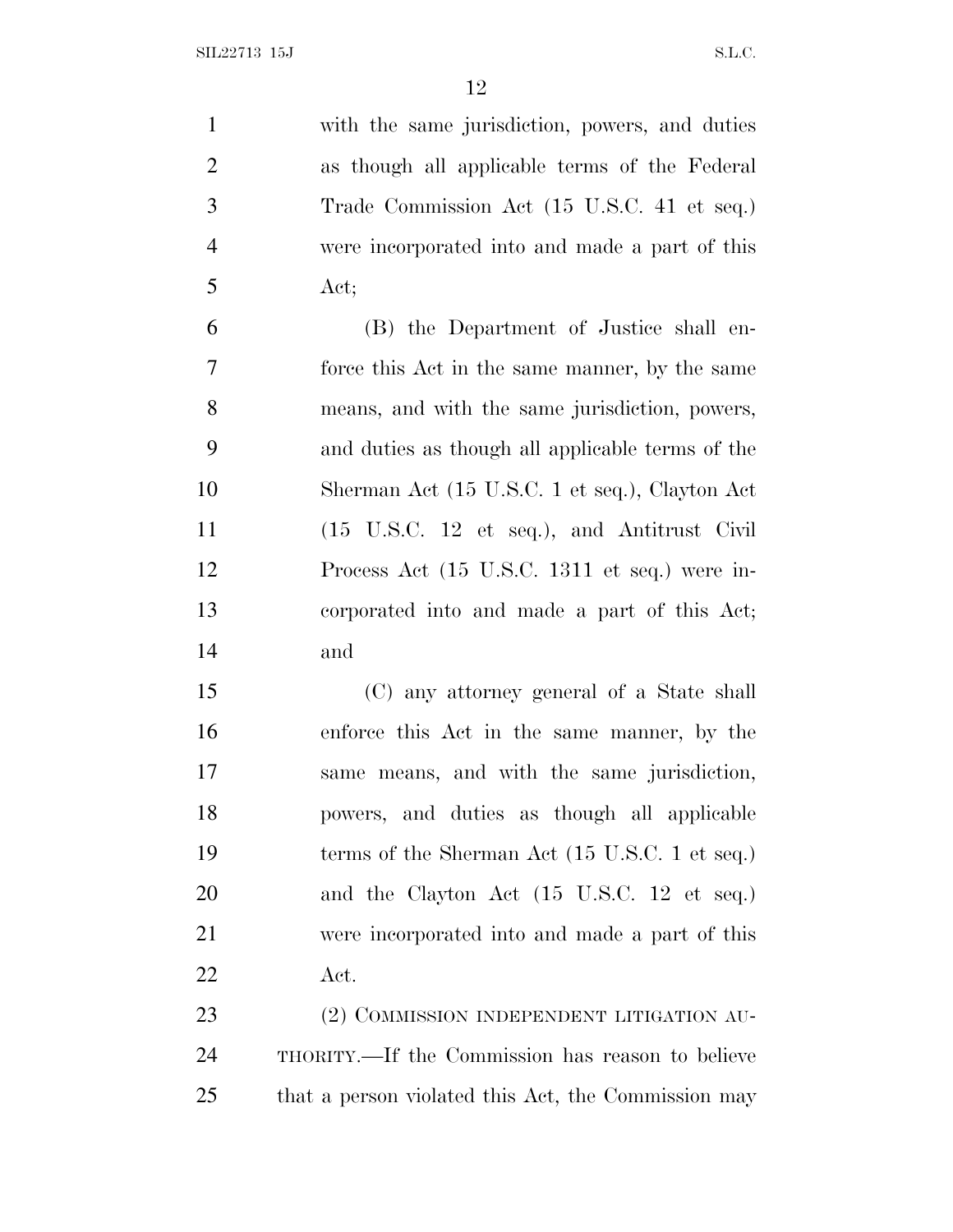with the same jurisdiction, powers, and duties as though all applicable terms of the Federal Trade Commission Act (15 U.S.C. 41 et seq.) were incorporated into and made a part of this Act;

(B) the Department of Justice shall enforce this Act in the same manner, by the same means, and with the same jurisdiction, powers, and duties as though all applicable terms of the Sherman Act (15 U.S.C. 1 et seq.), Clayton Act (15 U.S.C. 12 et seq.), and Antitrust Civil Process Act (15 U.S.C. 1311 et seq.) were incorporated into and made a part of this Act; and

(C) any attorney general of a State shall enforce this Act in the same manner, by the same means, and with the same jurisdiction, powers, and duties as though all applicable terms of the Sherman Act (15 U.S.C. 1 et seq.) and the Clayton Act (15 U.S.C. 12 et seq.) were incorporated into and made a part of this Act.

(2) COMMISSION INDEPENDENT LITIGATION AUTHORITY.—If the Commission has reason to believe that a person violated this Act, the Commission may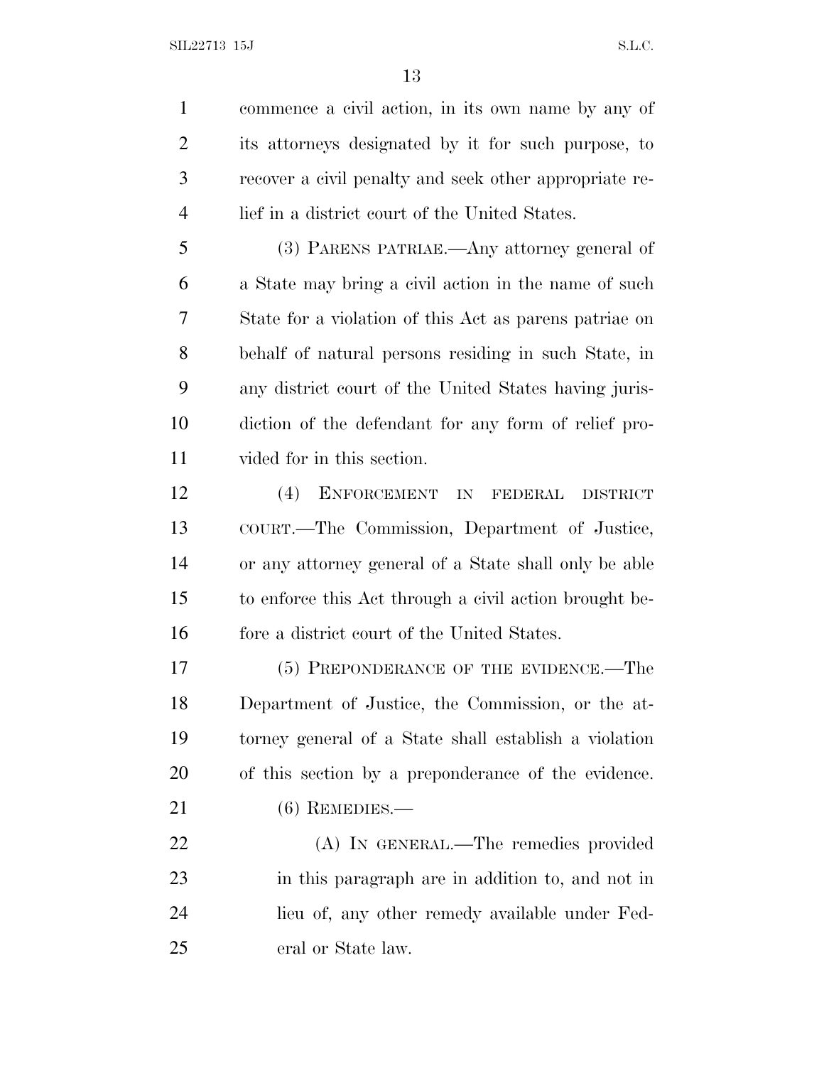commence a civil action, in its own name by any of its attorneys designated by it for such purpose, to recover a civil penalty and seek other appropriate relief in a district court of the United States.

(3) PARENS PATRIAE.—Any attorney general of a State may bring a civil action in the name of such State for a violation of this Act as parens patriae on behalf of natural persons residing in such State, in any district court of the United States having jurisdiction of the defendant for any form of relief provided for in this section.

(4) ENFORCEMENT IN FEDERAL DISTRICT COURT.—The Commission, Department of Justice, or any attorney general of a State shall only be able to enforce this Act through a civil action brought before a district court of the United States.

(5) PREPONDERANCE OF THE EVIDENCE.—The Department of Justice, the Commission, or the attorney general of a State shall establish a violation of this section by a preponderance of the evidence.

(6) REMEDIES.—

(A) IN GENERAL.—The remedies provided in this paragraph are in addition to, and not in lieu of, any other remedy available under Federal or State law.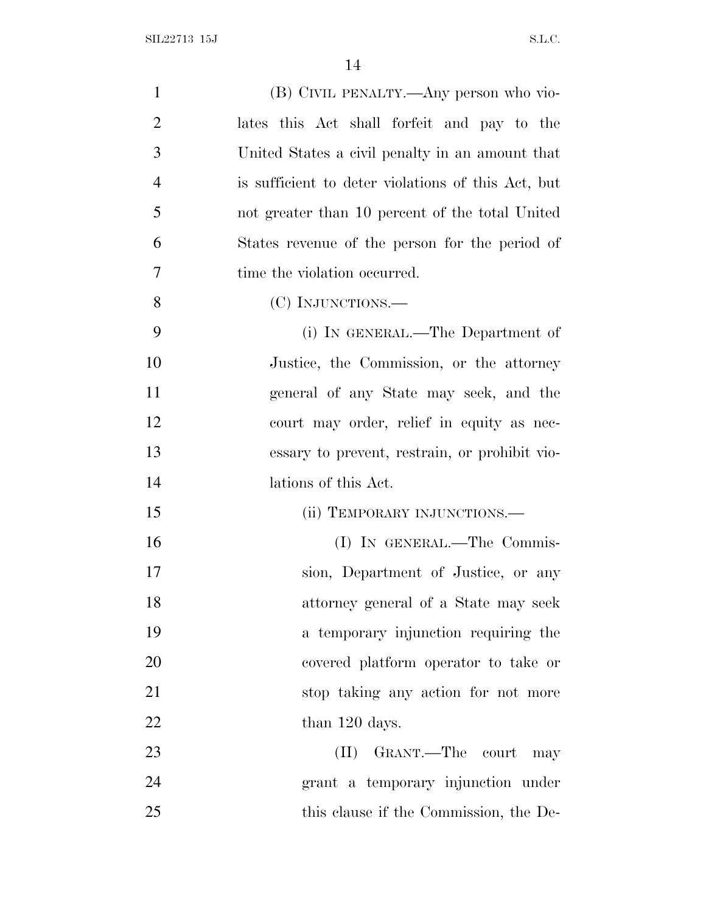(B) CIVIL PENALTY.—Any person who violates this Act shall forfeit and pay to the United States a civil penalty in an amount that is sufficient to deter violations of this Act, but not greater than 10 percent of the total United States revenue of the person for the period of time the violation occurred.

(C) INJUNCTIONS.—

(i) IN GENERAL.—The Department of Justice, the Commission, or the attorney general of any State may seek, and the court may order, relief in equity as necessary to prevent, restrain, or prohibit violations of this Act.

(ii) TEMPORARY INJUNCTIONS.—

(I) IN GENERAL.—The Commission, Department of Justice, or any attorney general of a State may seek a temporary injunction requiring the covered platform operator to take or stop taking any action for not more than 120 days.

(II) GRANT.—The court may grant a temporary injunction under this clause if the Commission, the De-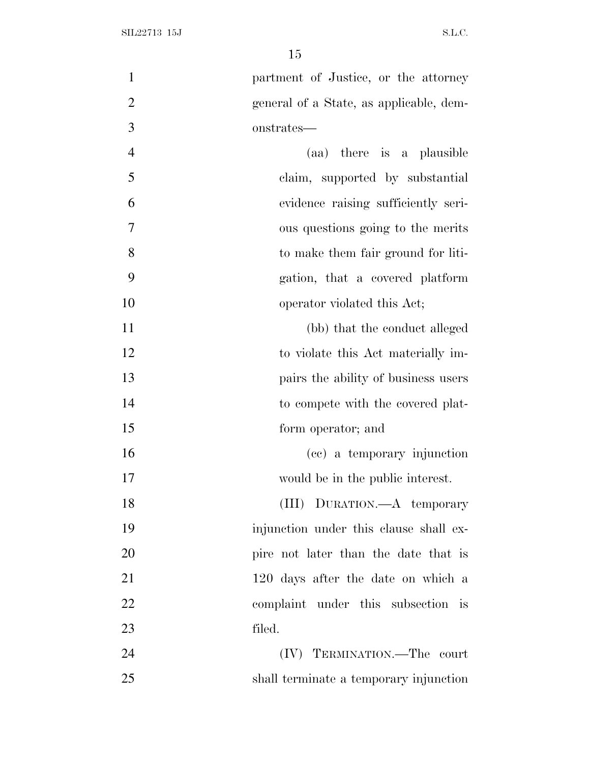partment of Justice, or the attorney general of a State, as applicable, demonstrates—

(aa) there is a plausible claim, supported by substantial evidence raising sufficiently serious questions going to the merits to make them fair ground for litigation, that a covered platform operator violated this Act;

(bb) that the conduct alleged to violate this Act materially impairs the ability of business users to compete with the covered platform operator; and

(cc) a temporary injunction would be in the public interest.

(III) DURATION.—A temporary injunction under this clause shall expire not later than the date that is 120 days after the date on which a complaint under this subsection is filed.

(IV) TERMINATION.—The court shall terminate a temporary injunction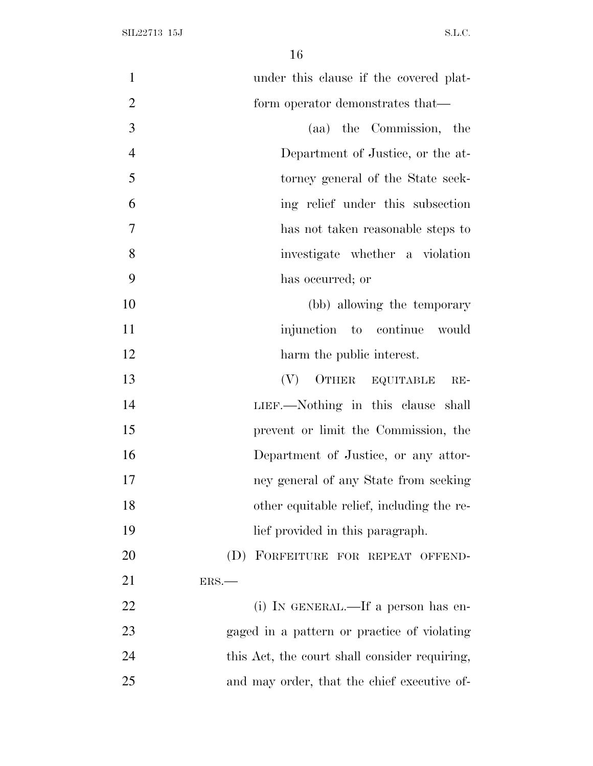under this clause if the covered platform operator demonstrates that—

(aa) the Commission, the Department of Justice, or the attorney general of the State seeking relief under this subsection has not taken reasonable steps to investigate whether a violation has occurred; or

(bb) allowing the temporary injunction to continue would harm the public interest.

(V) OTHER EQUITABLE RELIEF.—Nothing in this clause shall prevent or limit the Commission, the Department of Justice, or any attorney general of any State from seeking other equitable relief, including the relief provided in this paragraph.

(D) FORFEITURE FOR REPEAT OFFENDERS.—

(i) IN GENERAL.—If a person has engaged in a pattern or practice of violating this Act, the court shall consider requiring, and may order, that the chief executive of-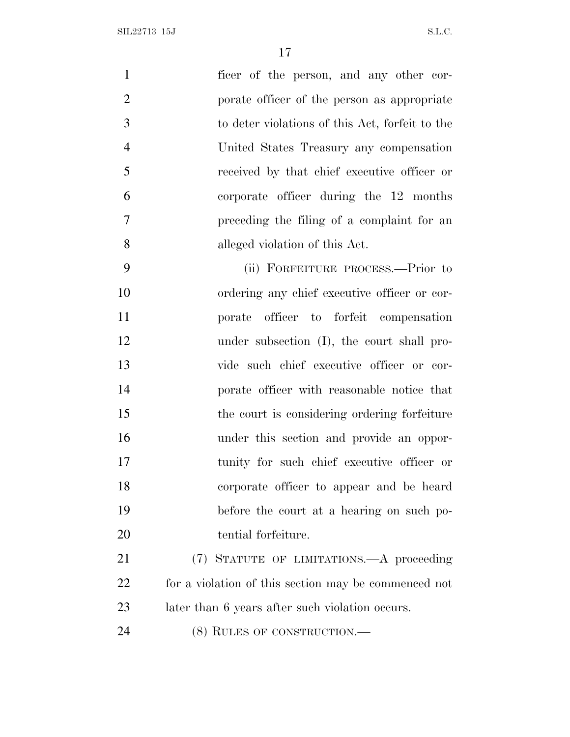ficer of the person, and any other corporate officer of the person as appropriate to deter violations of this Act, forfeit to the United States Treasury any compensation received by that chief executive officer or corporate officer during the 12 months preceding the filing of a complaint for an alleged violation of this Act.

(ii) FORFEITURE PROCESS.—Prior to ordering any chief executive officer or corporate officer to forfeit compensation under subsection (I), the court shall provide such chief executive officer or corporate officer with reasonable notice that the court is considering ordering forfeiture under this section and provide an opportunity for such chief executive officer or corporate officer to appear and be heard before the court at a hearing on such potential forfeiture.

(7) STATUTE OF LIMITATIONS.—A proceeding for a violation of this section may be commenced not later than 6 years after such violation occurs.

(8) RULES OF CONSTRUCTION.—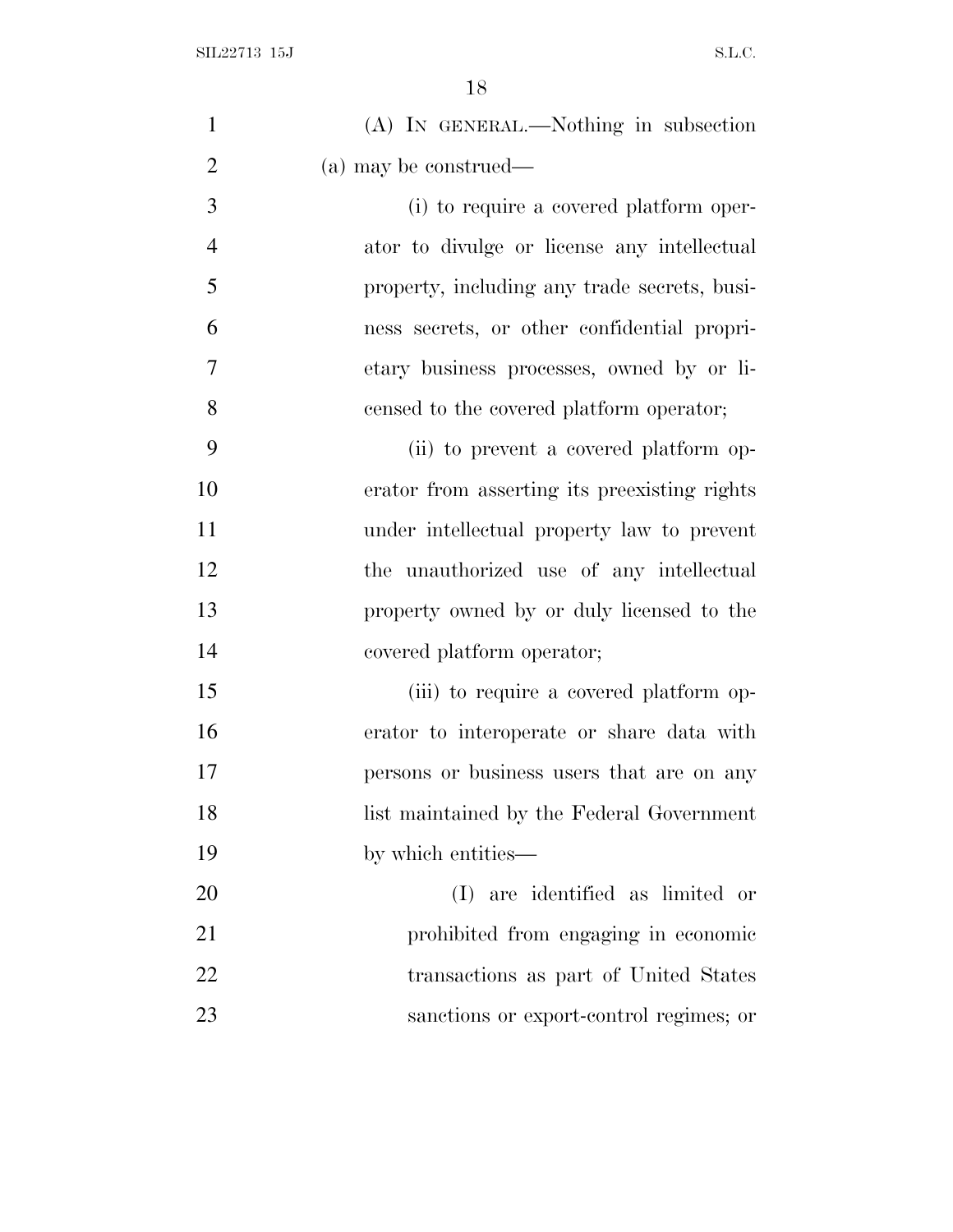(A) IN GENERAL.—Nothing in subsection (a) may be construed—

(i) to require a covered platform operator to divulge or license any intellectual property, including any trade secrets, business secrets, or other confidential proprietary business processes, owned by or licensed to the covered platform operator;

(ii) to prevent a covered platform operator from asserting its preexisting rights under intellectual property law to prevent the unauthorized use of any intellectual property owned by or duly licensed to the covered platform operator;

(iii) to require a covered platform operator to interoperate or share data with persons or business users that are on any list maintained by the Federal Government by which entities—

(I) are identified as limited or prohibited from engaging in economic transactions as part of United States sanctions or export-control regimes; or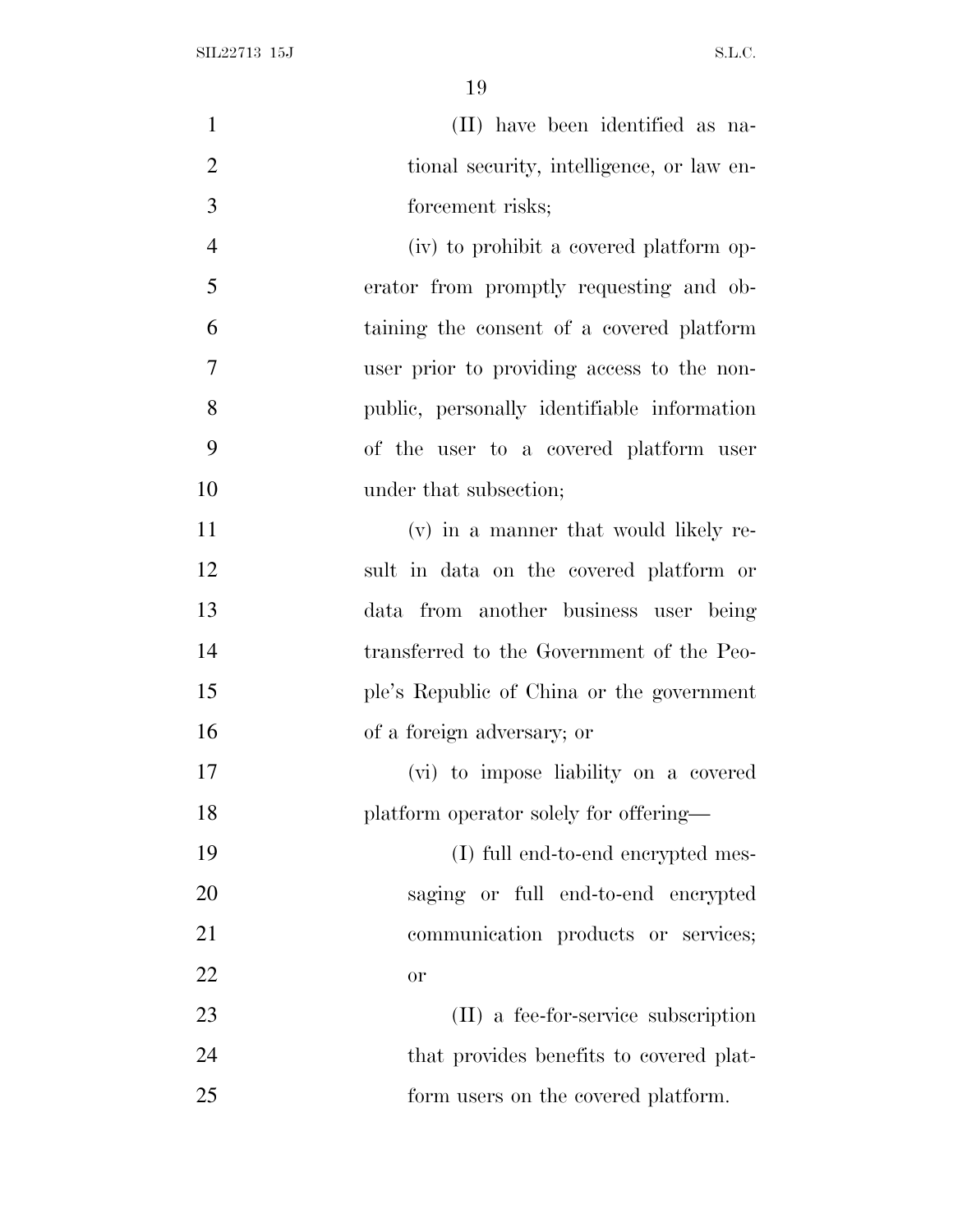(II) have been identified as national security, intelligence, or law enforcement risks;

(iv) to prohibit a covered platform operator from promptly requesting and obtaining the consent of a covered platform user prior to providing access to the nonpublic, personally identifiable information of the user to a covered platform user under that subsection;

(v) in a manner that would likely result in data on the covered platform or data from another business user being transferred to the Government of the People's Republic of China or the government of a foreign adversary; or

(vi) to impose liability on a covered platform operator solely for offering—

(I) full end-to-end encrypted messaging or full end-to-end encrypted communication products or services; or

(II) a fee-for-service subscription that provides benefits to covered platform users on the covered platform.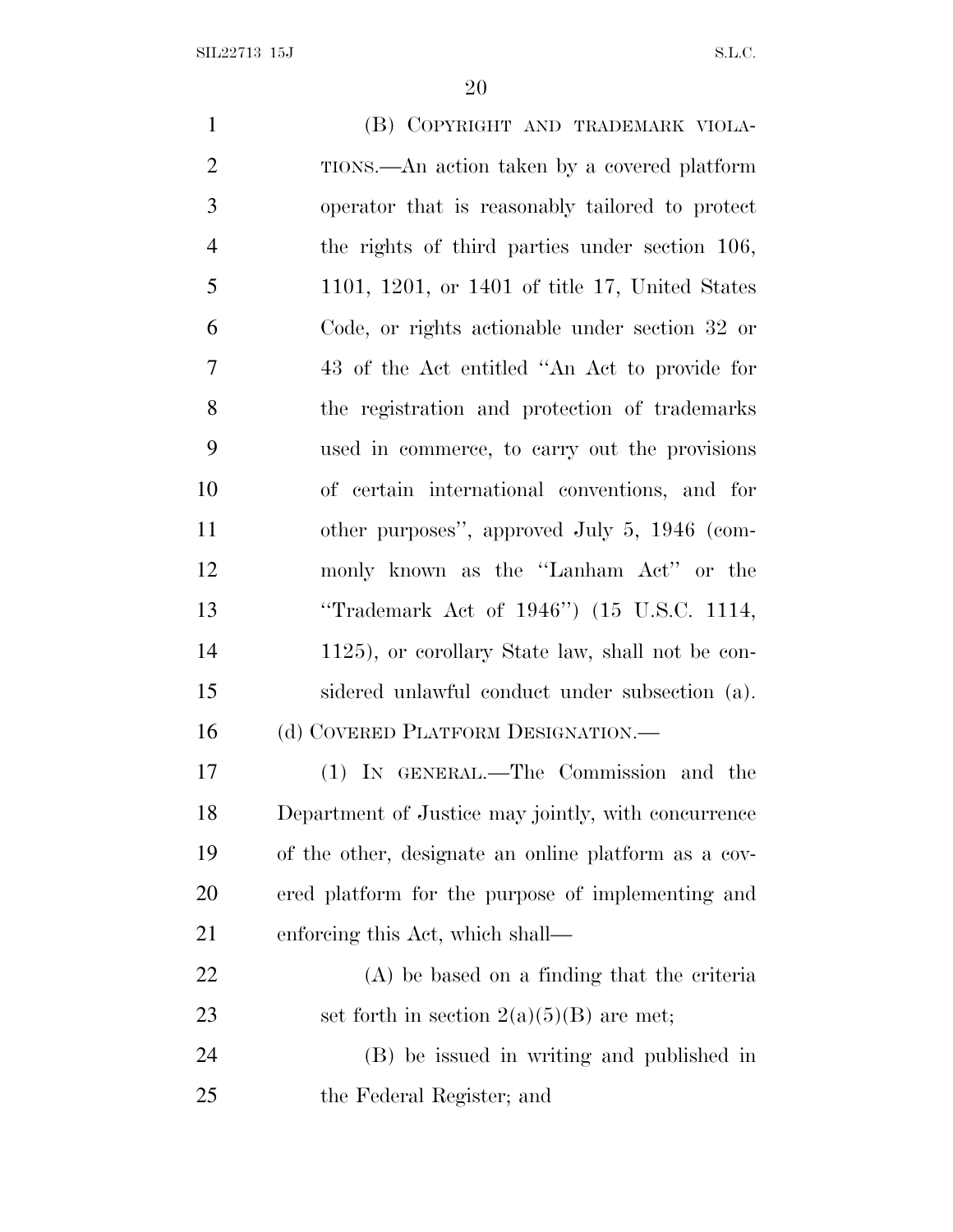(B) COPYRIGHT AND TRADEMARK VIOLATIONS.—An action taken by a covered platform operator that is reasonably tailored to protect the rights of third parties under section 106, 1101, 1201, or 1401 of title 17, United States Code, or rights actionable under section 32 or 43 of the Act entitled "An Act to provide for the registration and protection of trademarks used in commerce, to carry out the provisions of certain international conventions, and for other purposes", approved July 5, 1946 (commonly known as the "Lanham Act" or the "Trademark Act of 1946") (15 U.S.C. 1114, 1125), or corollary State law, shall not be considered unlawful conduct under subsection (a).

(d) COVERED PLATFORM DESIGNATION.—

(1) IN GENERAL.—The Commission and the Department of Justice may jointly, with concurrence of the other, designate an online platform as a covered platform for the purpose of implementing and enforcing this Act, which shall—

(A) be based on a finding that the criteria set forth in section 2(a)(5)(B) are met;

(B) be issued in writing and published in the Federal Register; and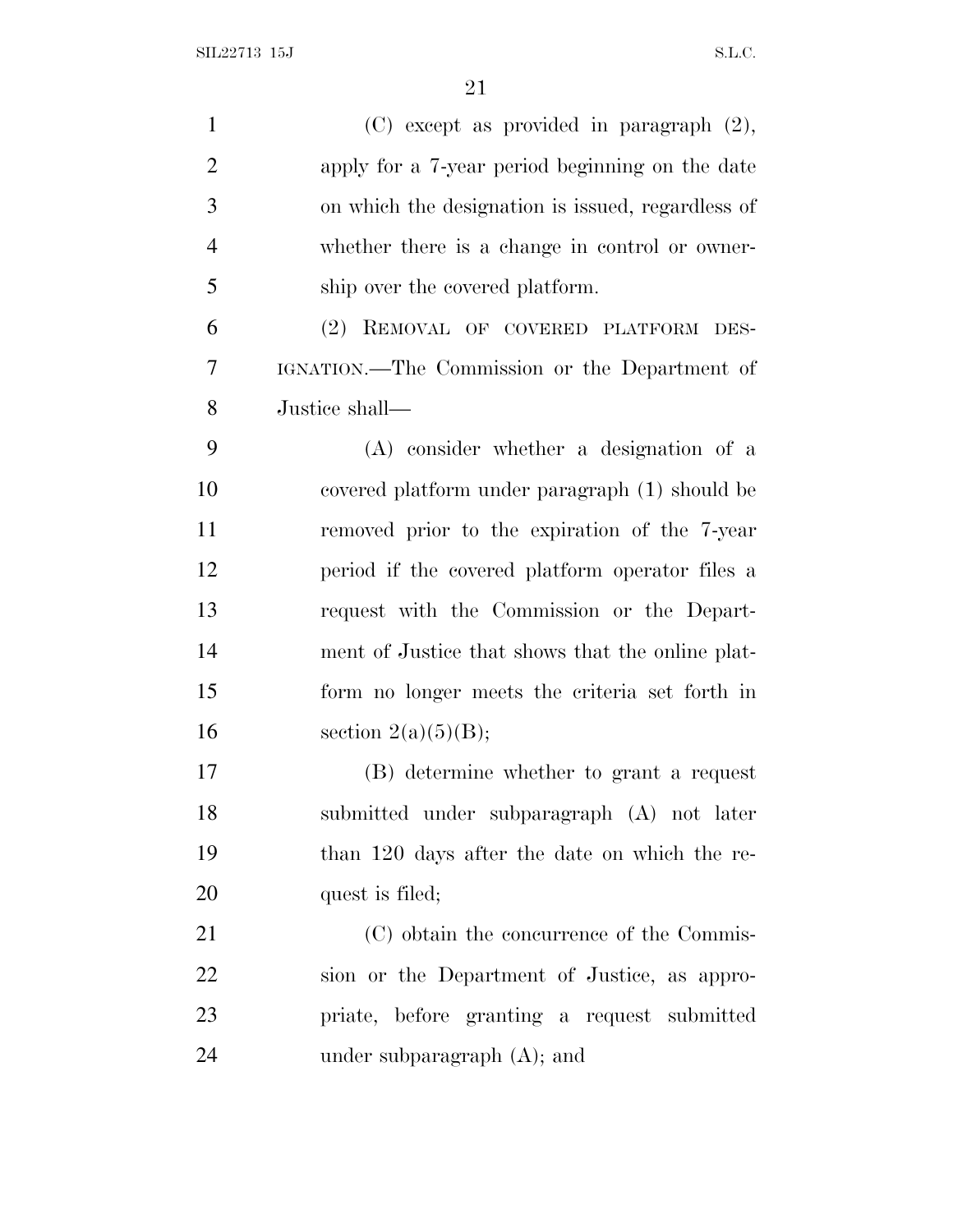(C) except as provided in paragraph (2), apply for a 7-year period beginning on the date on which the designation is issued, regardless of whether there is a change in control or ownership over the covered platform.

(2) REMOVAL OF COVERED PLATFORM DESIGNATION.—The Commission or the Department of Justice shall—

(A) consider whether a designation of a covered platform under paragraph (1) should be removed prior to the expiration of the 7-year period if the covered platform operator files a request with the Commission or the Department of Justice that shows that the online platform no longer meets the criteria set forth in section 2(a)(5)(B);

(B) determine whether to grant a request submitted under subparagraph (A) not later than 120 days after the date on which the request is filed;

(C) obtain the concurrence of the Commission or the Department of Justice, as appropriate, before granting a request submitted under subparagraph (A); and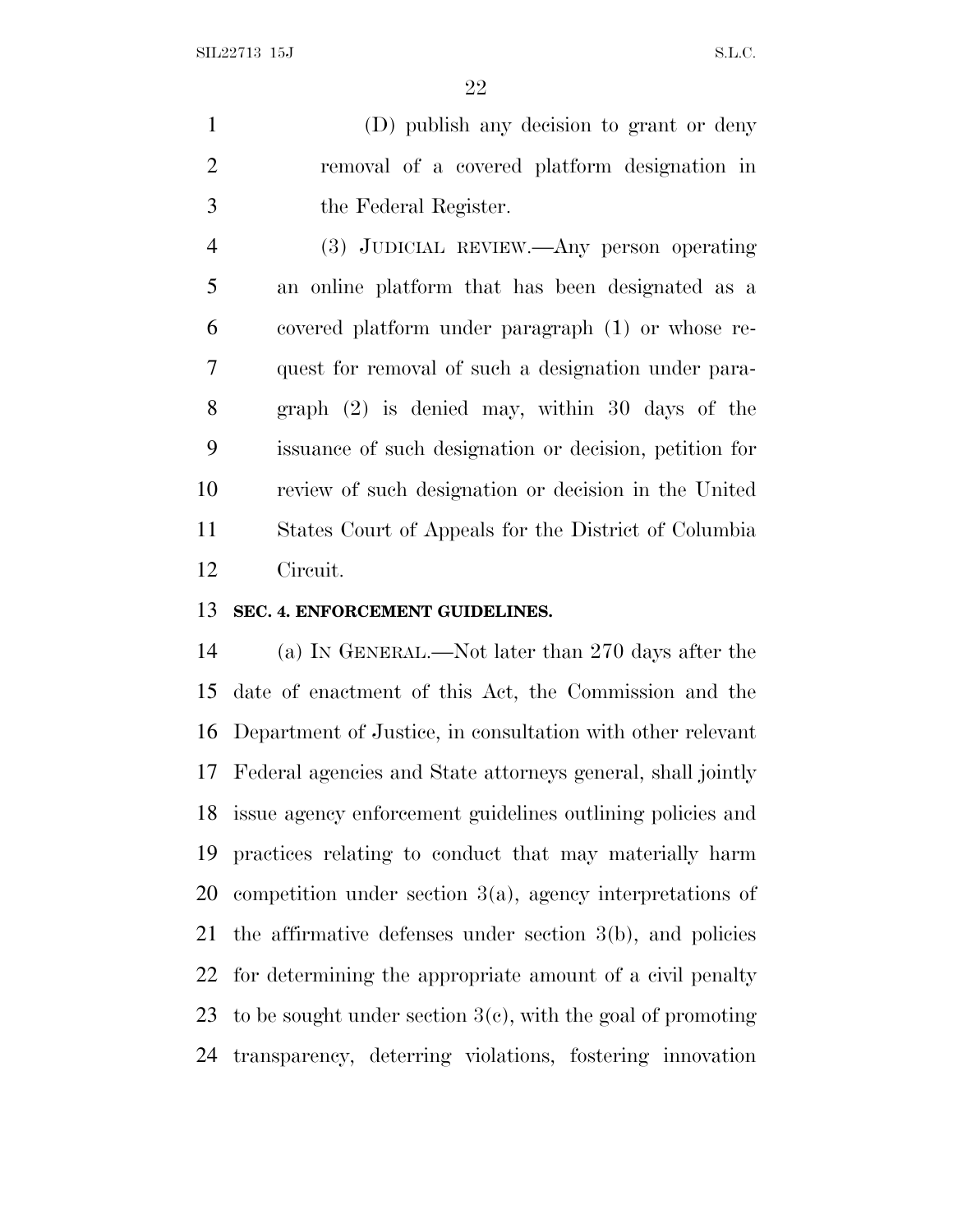(D) publish any decision to grant or deny removal of a covered platform designation in the Federal Register.

(3) JUDICIAL REVIEW.—Any person operating an online platform that has been designated as a covered platform under paragraph (1) or whose request for removal of such a designation under paragraph (2) is denied may, within 30 days of the issuance of such designation or decision, petition for review of such designation or decision in the United States Court of Appeals for the District of Columbia Circuit.

**SEC. 4. ENFORCEMENT GUIDELINES.**

(a) IN GENERAL.—Not later than 270 days after the date of enactment of this Act, the Commission and the Department of Justice, in consultation with other relevant Federal agencies and State attorneys general, shall jointly issue agency enforcement guidelines outlining policies and practices relating to conduct that may materially harm competition under section 3(a), agency interpretations of the affirmative defenses under section 3(b), and policies for determining the appropriate amount of a civil penalty to be sought under section 3(c), with the goal of promoting transparency, deterring violations, fostering innovation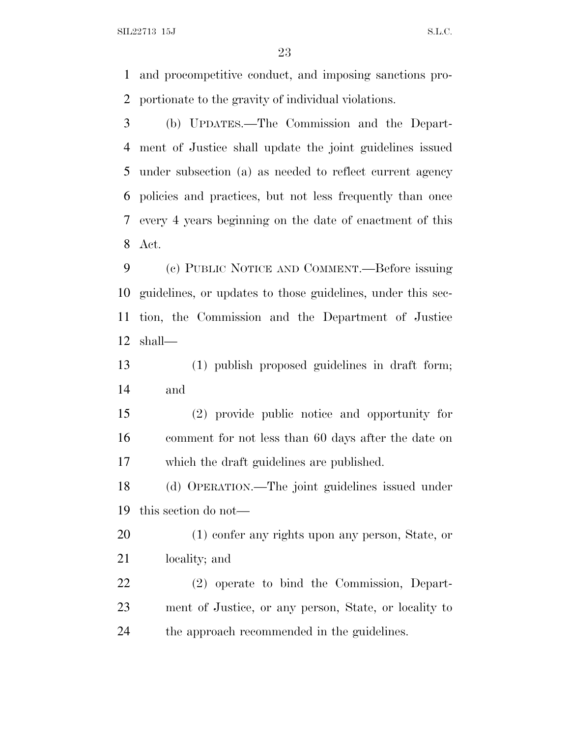and procompetitive conduct, and imposing sanctions proportionate to the gravity of individual violations.

(b) UPDATES.—The Commission and the Department of Justice shall update the joint guidelines issued under subsection (a) as needed to reflect current agency policies and practices, but not less frequently than once every 4 years beginning on the date of enactment of this Act.

(c) PUBLIC NOTICE AND COMMENT.—Before issuing guidelines, or updates to those guidelines, under this section, the Commission and the Department of Justice shall—

(1) publish proposed guidelines in draft form; and

(2) provide public notice and opportunity for comment for not less than 60 days after the date on which the draft guidelines are published.

(d) OPERATION.—The joint guidelines issued under this section do not—

(1) confer any rights upon any person, State, or locality; and

(2) operate to bind the Commission, Department of Justice, or any person, State, or locality to the approach recommended in the guidelines.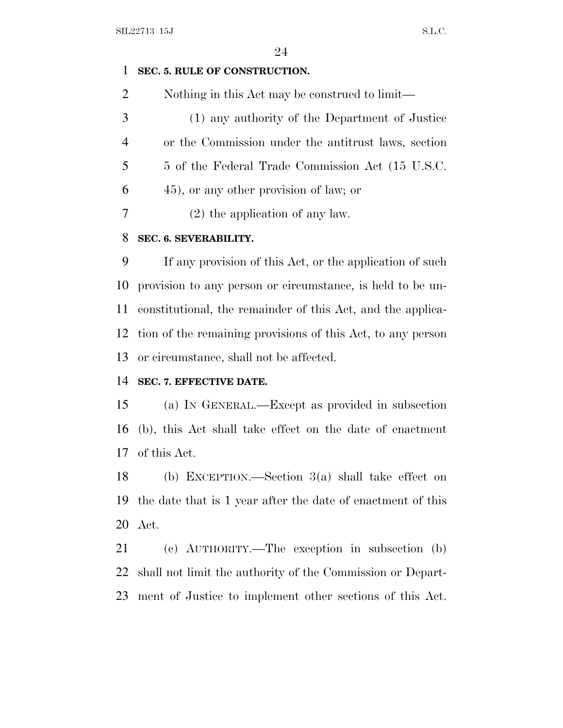### SEC. 5. RULE OF CONSTRUCTION.

Nothing in this Act may be construed to limit—

(1) any authority of the Department of Justice or the Commission under the antitrust laws, section 5 of the Federal Trade Commission Act (15 U.S.C. 45), or any other provision of law; or

(2) the application of any law.

### SEC. 6. SEVERABILITY.

If any provision of this Act, or the application of such provision to any person or circumstance, is held to be unconstitutional, the remainder of this Act, and the application of the remaining provisions of this Act, to any person or circumstance, shall not be affected.

### SEC. 7. EFFECTIVE DATE.

(a) IN GENERAL.—Except as provided in subsection (b), this Act shall take effect on the date of enactment of this Act.

(b) EXCEPTION.—Section 3(a) shall take effect on the date that is 1 year after the date of enactment of this Act.

(c) AUTHORITY.—The exception in subsection (b) shall not limit the authority of the Commission or Department of Justice to implement other sections of this Act.